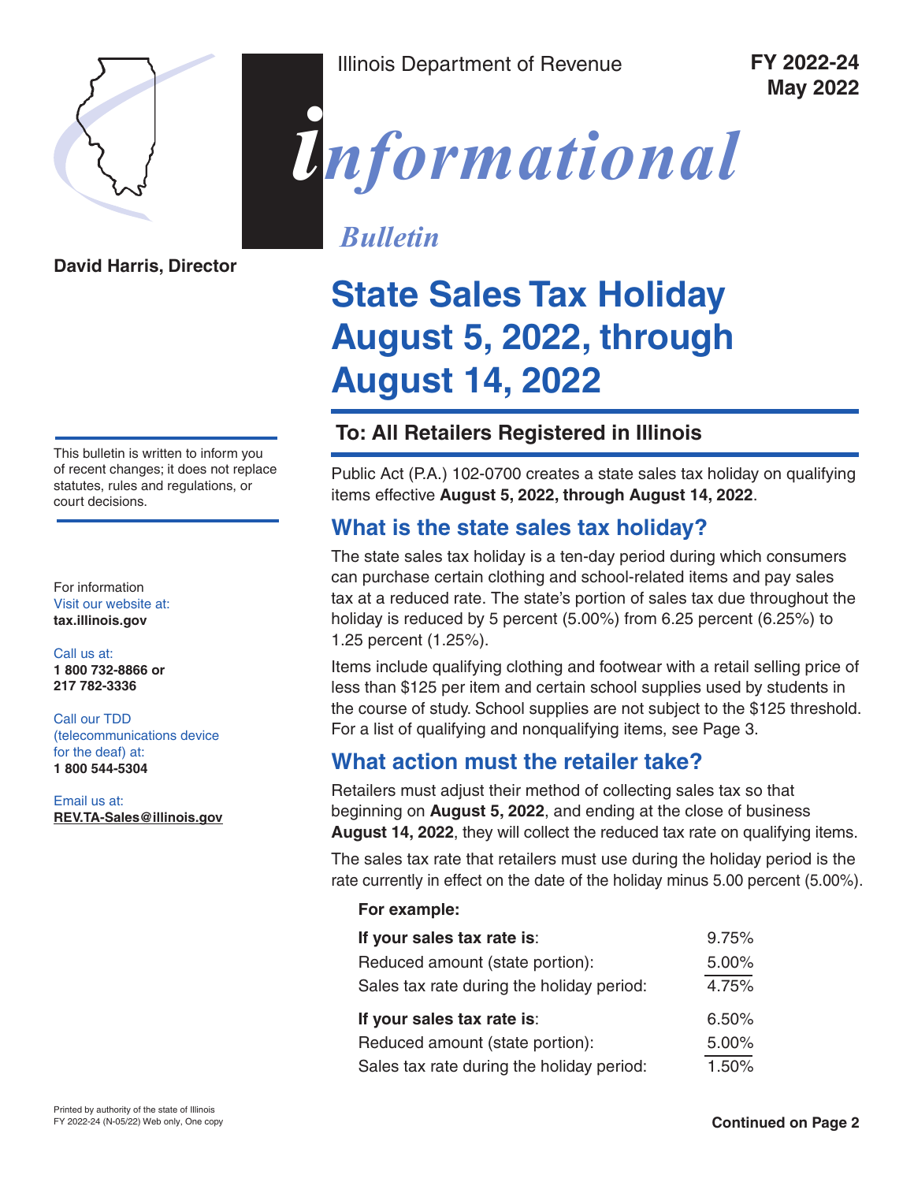Illinois Department of Revenue

**FY 2022-24**
**May 2022**

# *informational Bulletin*

**David Harris, Director**

# State Sales Tax Holiday August 5, 2022, through August 14, 2022

## To: All Retailers Registered in Illinois

This bulletin is written to inform you of recent changes; it does not replace statutes, rules and regulations, or court decisions.

For information
Visit our website at:
**tax.illinois.gov**

Call us at:
**1 800 732-8866 or 217 782-3336**

Call our TDD (telecommunications device for the deaf) at:
**1 800 544-5304**

Email us at:
**REV.TA-Sales@illinois.gov**

Public Act (P.A.) 102-0700 creates a state sales tax holiday on qualifying items effective **August 5, 2022, through August 14, 2022**.

## What is the state sales tax holiday?

The state sales tax holiday is a ten-day period during which consumers can purchase certain clothing and school-related items and pay sales tax at a reduced rate. The state's portion of sales tax due throughout the holiday is reduced by 5 percent (5.00%) from 6.25 percent (6.25%) to 1.25 percent (1.25%).

Items include qualifying clothing and footwear with a retail selling price of less than $125 per item and certain school supplies used by students in the course of study. School supplies are not subject to the $125 threshold. For a list of qualifying and nonqualifying items, see Page 3.

## What action must the retailer take?

Retailers must adjust their method of collecting sales tax so that beginning on **August 5, 2022**, and ending at the close of business **August 14, 2022**, they will collect the reduced tax rate on qualifying items.

The sales tax rate that retailers must use during the holiday period is the rate currently in effect on the date of the holiday minus 5.00 percent (5.00%).

**For example:**

| | |
|---|---|
| **If your sales tax rate is**: | 9.75% |
| Reduced amount (state portion): | 5.00% |
| Sales tax rate during the holiday period: | 4.75% |
| **If your sales tax rate is**: | 6.50% |
| Reduced amount (state portion): | 5.00% |
| Sales tax rate during the holiday period: | 1.50% |

Printed by authority of the state of Illinois
FY 2022-24 (N-05/22) Web only, One copy

**Continued on Page 2**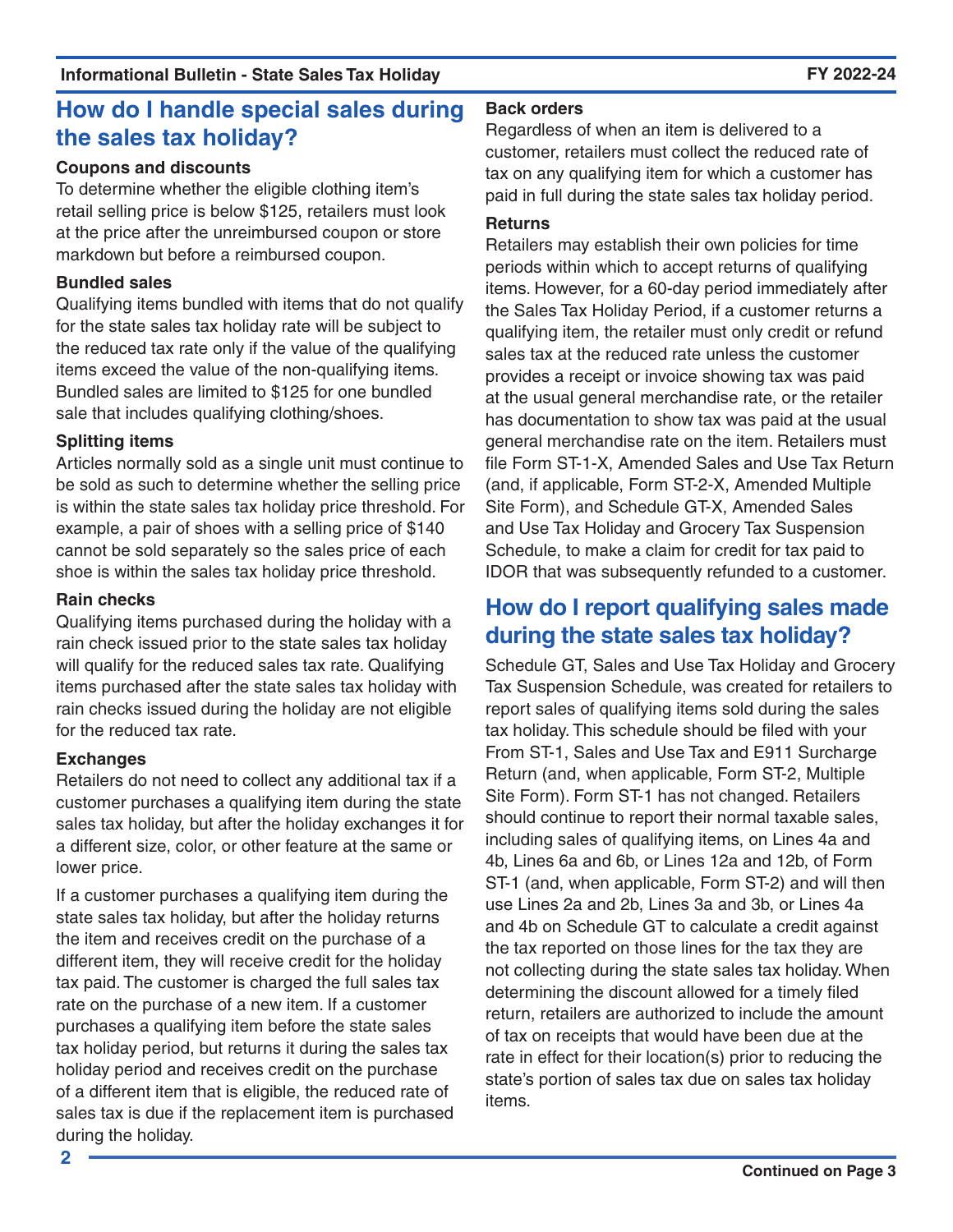## How do I handle special sales during the sales tax holiday?

### Coupons and discounts

To determine whether the eligible clothing item's retail selling price is below $125, retailers must look at the price after the unreimbursed coupon or store markdown but before a reimbursed coupon.

### Bundled sales

Qualifying items bundled with items that do not qualify for the state sales tax holiday rate will be subject to the reduced tax rate only if the value of the qualifying items exceed the value of the non-qualifying items. Bundled sales are limited to $125 for one bundled sale that includes qualifying clothing/shoes.

### Splitting items

Articles normally sold as a single unit must continue to be sold as such to determine whether the selling price is within the state sales tax holiday price threshold. For example, a pair of shoes with a selling price of $140 cannot be sold separately so the sales price of each shoe is within the sales tax holiday price threshold.

### Rain checks

Qualifying items purchased during the holiday with a rain check issued prior to the state sales tax holiday will qualify for the reduced sales tax rate. Qualifying items purchased after the state sales tax holiday with rain checks issued during the holiday are not eligible for the reduced tax rate.

### Exchanges

Retailers do not need to collect any additional tax if a customer purchases a qualifying item during the state sales tax holiday, but after the holiday exchanges it for a different size, color, or other feature at the same or lower price.

If a customer purchases a qualifying item during the state sales tax holiday, but after the holiday returns the item and receives credit on the purchase of a different item, they will receive credit for the holiday tax paid. The customer is charged the full sales tax rate on the purchase of a new item. If a customer purchases a qualifying item before the state sales tax holiday period, but returns it during the sales tax holiday period and receives credit on the purchase of a different item that is eligible, the reduced rate of sales tax is due if the replacement item is purchased during the holiday.

### Back orders

Regardless of when an item is delivered to a customer, retailers must collect the reduced rate of tax on any qualifying item for which a customer has paid in full during the state sales tax holiday period.

### Returns

Retailers may establish their own policies for time periods within which to accept returns of qualifying items. However, for a 60-day period immediately after the Sales Tax Holiday Period, if a customer returns a qualifying item, the retailer must only credit or refund sales tax at the reduced rate unless the customer provides a receipt or invoice showing tax was paid at the usual general merchandise rate, or the retailer has documentation to show tax was paid at the usual general merchandise rate on the item. Retailers must file Form ST-1-X, Amended Sales and Use Tax Return (and, if applicable, Form ST-2-X, Amended Multiple Site Form), and Schedule GT-X, Amended Sales and Use Tax Holiday and Grocery Tax Suspension Schedule, to make a claim for credit for tax paid to IDOR that was subsequently refunded to a customer.

## How do I report qualifying sales made during the state sales tax holiday?

Schedule GT, Sales and Use Tax Holiday and Grocery Tax Suspension Schedule, was created for retailers to report sales of qualifying items sold during the sales tax holiday. This schedule should be filed with your From ST-1, Sales and Use Tax and E911 Surcharge Return (and, when applicable, Form ST-2, Multiple Site Form). Form ST-1 has not changed. Retailers should continue to report their normal taxable sales, including sales of qualifying items, on Lines 4a and 4b, Lines 6a and 6b, or Lines 12a and 12b, of Form ST-1 (and, when applicable, Form ST-2) and will then use Lines 2a and 2b, Lines 3a and 3b, or Lines 4a and 4b on Schedule GT to calculate a credit against the tax reported on those lines for the tax they are not collecting during the state sales tax holiday. When determining the discount allowed for a timely filed return, retailers are authorized to include the amount of tax on receipts that would have been due at the rate in effect for their location(s) prior to reducing the state's portion of sales tax due on sales tax holiday items.

Continued on Page 3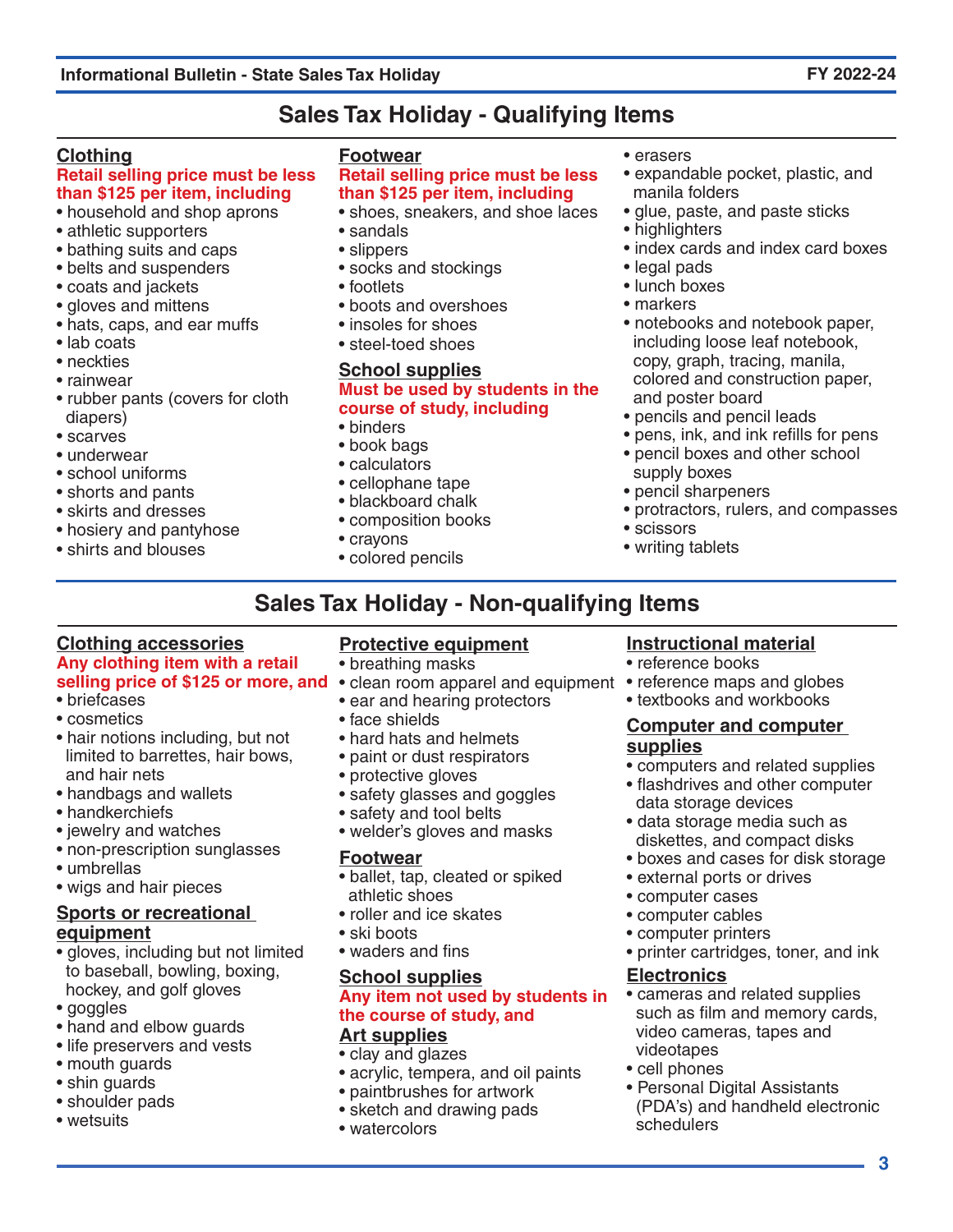## Sales Tax Holiday - Qualifying Items

### Clothing

**Retail selling price must be less than $125 per item, including**

- household and shop aprons
- athletic supporters
- bathing suits and caps
- belts and suspenders
- coats and jackets
- gloves and mittens
- hats, caps, and ear muffs
- lab coats
- neckties
- rainwear
- rubber pants (covers for cloth diapers)
- scarves
- underwear
- school uniforms
- shorts and pants
- skirts and dresses
- hosiery and pantyhose
- shirts and blouses

### Footwear

**Retail selling price must be less than $125 per item, including**

- shoes, sneakers, and shoe laces
- sandals
- slippers
- socks and stockings
- footlets
- boots and overshoes
- insoles for shoes
- steel-toed shoes

### School supplies

**Must be used by students in the course of study, including**

- binders
- book bags
- calculators
- cellophane tape
- blackboard chalk
- composition books
- crayons
- colored pencils
- erasers
- expandable pocket, plastic, and manila folders
- glue, paste, and paste sticks
- highlighters
- index cards and index card boxes
- legal pads
- lunch boxes
- markers
- notebooks and notebook paper, including loose leaf notebook, copy, graph, tracing, manila, colored and construction paper, and poster board
- pencils and pencil leads
- pens, ink, and ink refills for pens
- pencil boxes and other school supply boxes
- pencil sharpeners
- protractors, rulers, and compasses
- scissors
- writing tablets

## Sales Tax Holiday - Non-qualifying Items

### Clothing accessories

**Any clothing item with a retail selling price of $125 or more, and**

- briefcases
- cosmetics
- hair notions including, but not limited to barrettes, hair bows, and hair nets
- handbags and wallets
- handkerchiefs
- jewelry and watches
- non-prescription sunglasses
- umbrellas
- wigs and hair pieces

### Sports or recreational equipment

- gloves, including but not limited to baseball, bowling, boxing, hockey, and golf gloves
- goggles
- hand and elbow guards
- life preservers and vests
- mouth guards
- shin guards
- shoulder pads
- wetsuits

### Protective equipment

- breathing masks
- clean room apparel and equipment
- ear and hearing protectors
- face shields
- hard hats and helmets
- paint or dust respirators
- protective gloves
- safety glasses and goggles
- safety and tool belts
- welder's gloves and masks

### Footwear

- ballet, tap, cleated or spiked athletic shoes
- roller and ice skates
- ski boots
- waders and fins

### School supplies

**Any item not used by students in the course of study, and**

### Art supplies

- clay and glazes
- acrylic, tempera, and oil paints
- paintbrushes for artwork
- sketch and drawing pads
- watercolors

### Instructional material

- reference books
- reference maps and globes
- textbooks and workbooks

### Computer and computer supplies

- computers and related supplies
- flashdrives and other computer data storage devices
- data storage media such as diskettes, and compact disks
- boxes and cases for disk storage
- external ports or drives
- computer cases
- computer cables
- computer printers
- printer cartridges, toner, and ink

### Electronics

- cameras and related supplies such as film and memory cards, video cameras, tapes and videotapes
- cell phones
- Personal Digital Assistants (PDA's) and handheld electronic schedulers